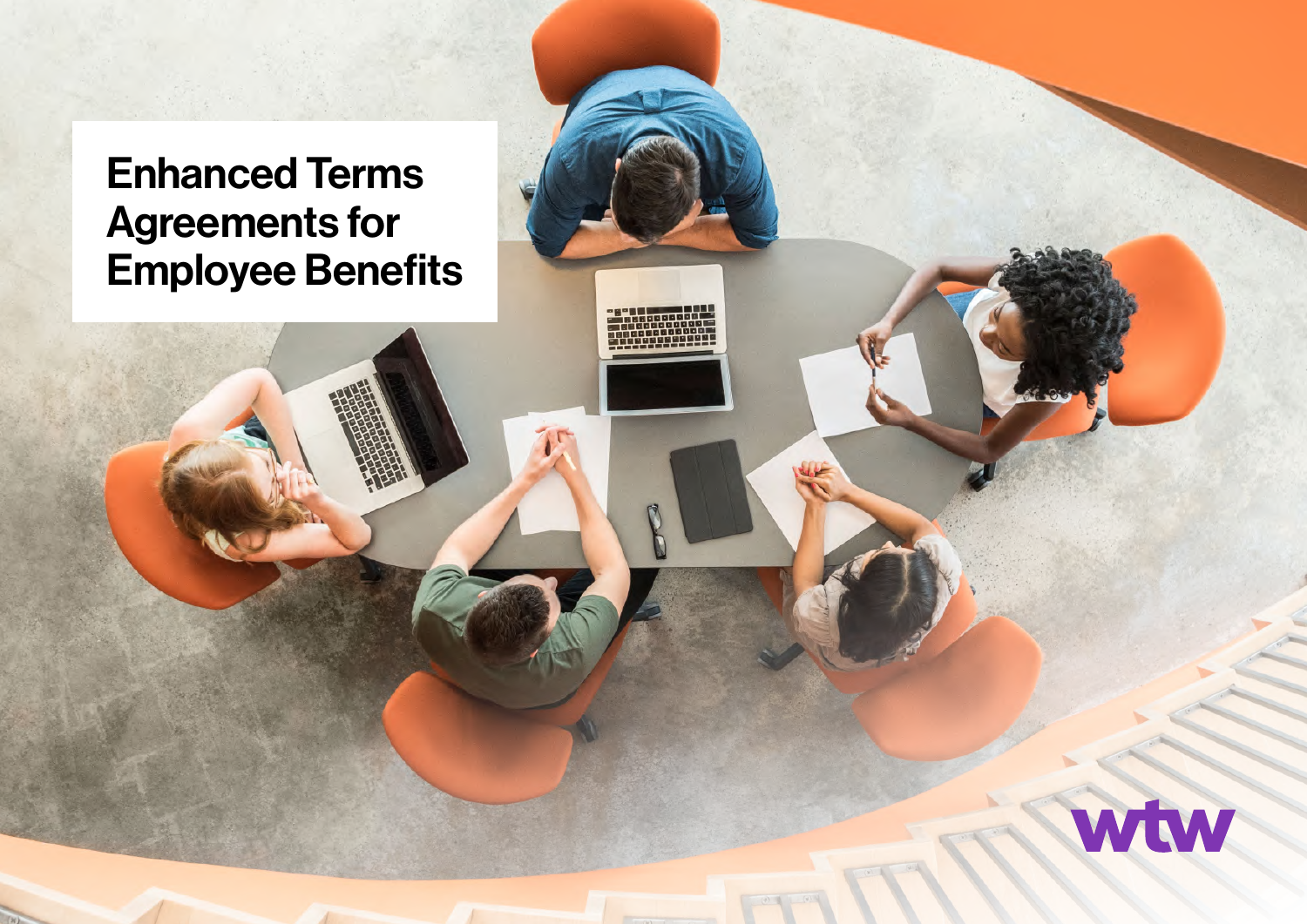# Enhanced Terms Agreements for Employee Benefits

wtw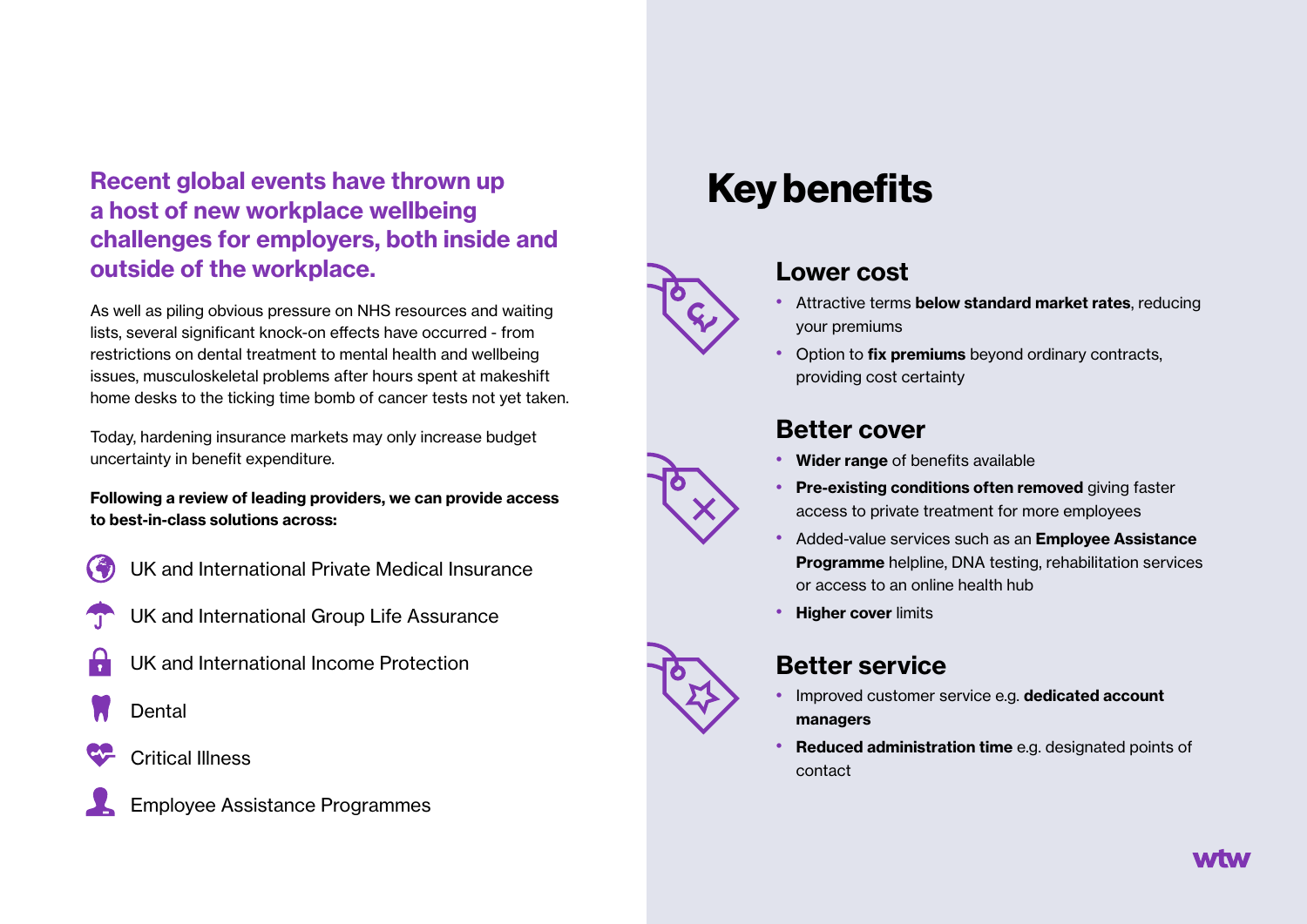**Recent global events have thrown up a host of new workplace wellbeing challenges for employers, both inside and outside of the workplace.**

As well as piling obvious pressure on NHS resources and waiting lists, several significant knock-on effects have occurred - from restrictions on dental treatment to mental health and wellbeing issues, musculoskeletal problems after hours spent at makeshift home desks to the ticking time bomb of cancer tests not yet taken.

Today, hardening insurance markets may only increase budget uncertainty in benefit expenditure.

**Following a review of leading providers, we can provide access to best-in-class solutions across:**

- UK and International Private Medical Insurance
- UK and International Group Life Assurance
- UK and International Income Protection
- Dental
- Critical Illness
- Employee Assistance Programmes

# Key benefits

## Lower cost

- Attractive terms **below standard market rates**, reducing your premiums
- Option to **fix premiums** beyond ordinary contracts, providing cost certainty

## Better cover

- **Wider range** of benefits available
- **Pre-existing conditions often removed** giving faster access to private treatment for more employees
- Added-value services such as an **Employee Assistance Programme** helpline, DNA testing, rehabilitation services or access to an online health hub
- **Higher cover** limits

## Better service

- Improved customer service e.g. **dedicated account managers**
- **Reduced administration time** e.g. designated points of contact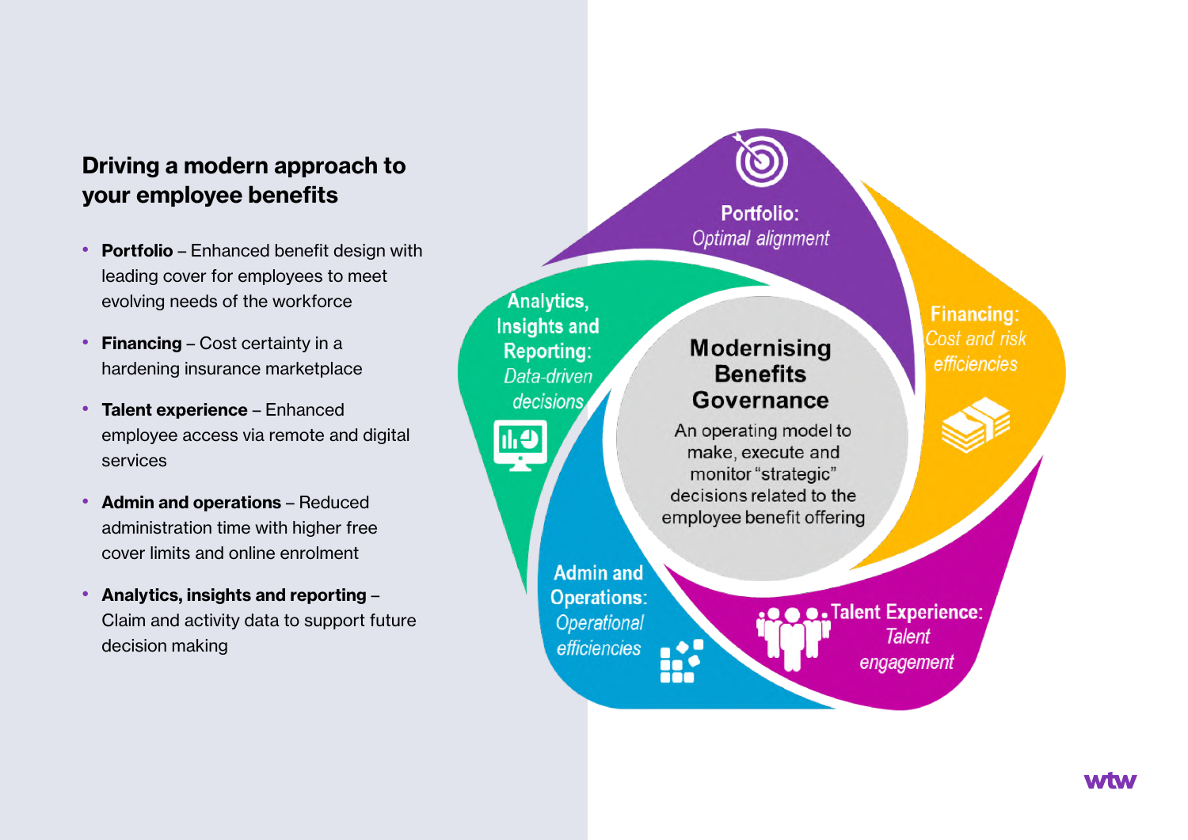## Driving a modern approach to your employee benefits

- **Portfolio** – Enhanced benefit design with leading cover for employees to meet evolving needs of the workforce
- **Financing** – Cost certainty in a hardening insurance marketplace
- **Talent experience** – Enhanced employee access via remote and digital services
- **Admin and operations** – Reduced administration time with higher free cover limits and online enrolment
- **Analytics, insights and reporting** – Claim and activity data to support future decision making

**Modernising Benefits Governance**

An operating model to make, execute and monitor "strategic" decisions related to the employee benefit offering

**Portfolio:** *Optimal alignment*

**Financing:** *Cost and risk efficiencies*

**Talent Experience:** *Talent engagement*

**Admin and Operations:** *Operational efficiencies*

**Analytics, Insights and Reporting:** *Data-driven decisions*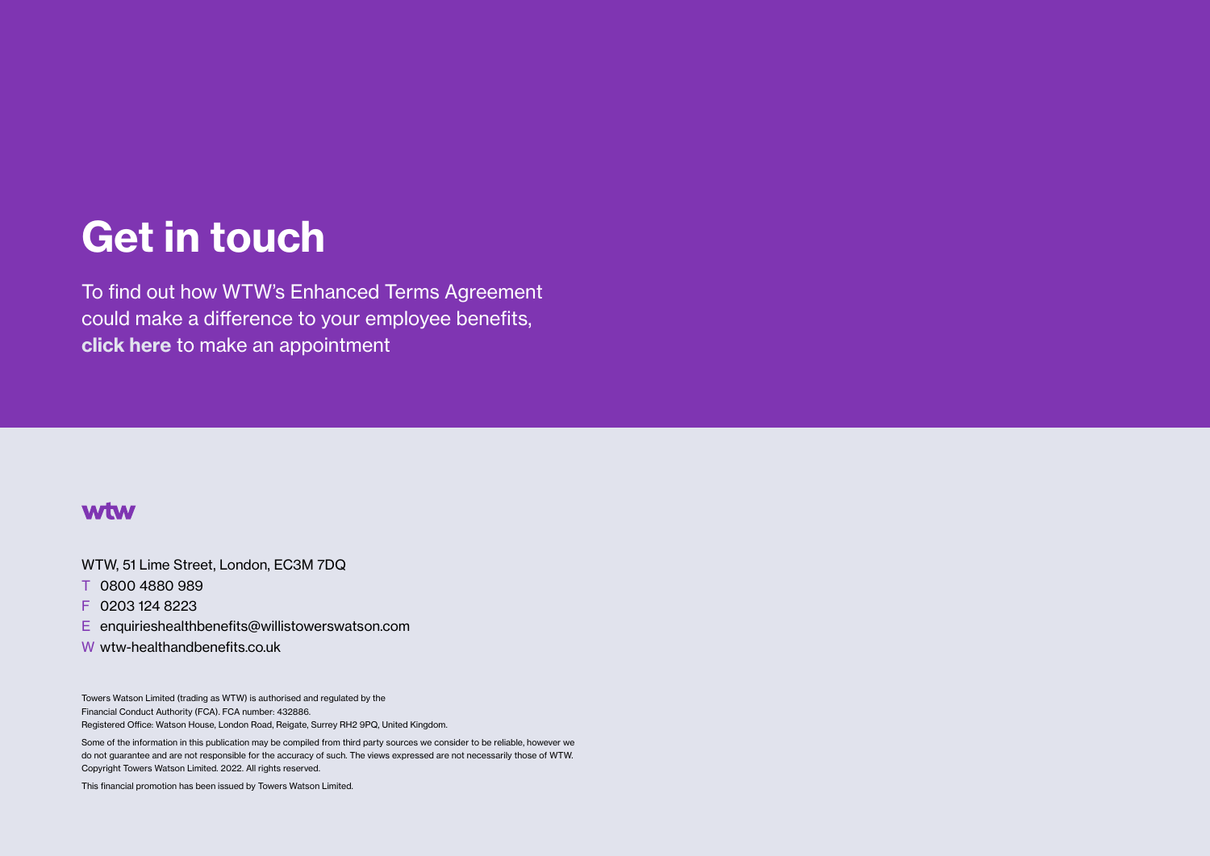# Get in touch

To find out how WTW's Enhanced Terms Agreement could make a difference to your employee benefits, **click here** to make an appointment

wtw

WTW, 51 Lime Street, London, EC3M 7DQ

T 0800 4880 989

F 0203 124 8223

E enquirieshealthbenefits@willistowerswatson.com

W wtw-healthandbenefits.co.uk

Towers Watson Limited (trading as WTW) is authorised and regulated by the Financial Conduct Authority (FCA). FCA number: 432886.
Registered Office: Watson House, London Road, Reigate, Surrey RH2 9PQ, United Kingdom.

Some of the information in this publication may be compiled from third party sources we consider to be reliable, however we do not guarantee and are not responsible for the accuracy of such. The views expressed are not necessarily those of WTW. Copyright Towers Watson Limited. 2022. All rights reserved.

This financial promotion has been issued by Towers Watson Limited.